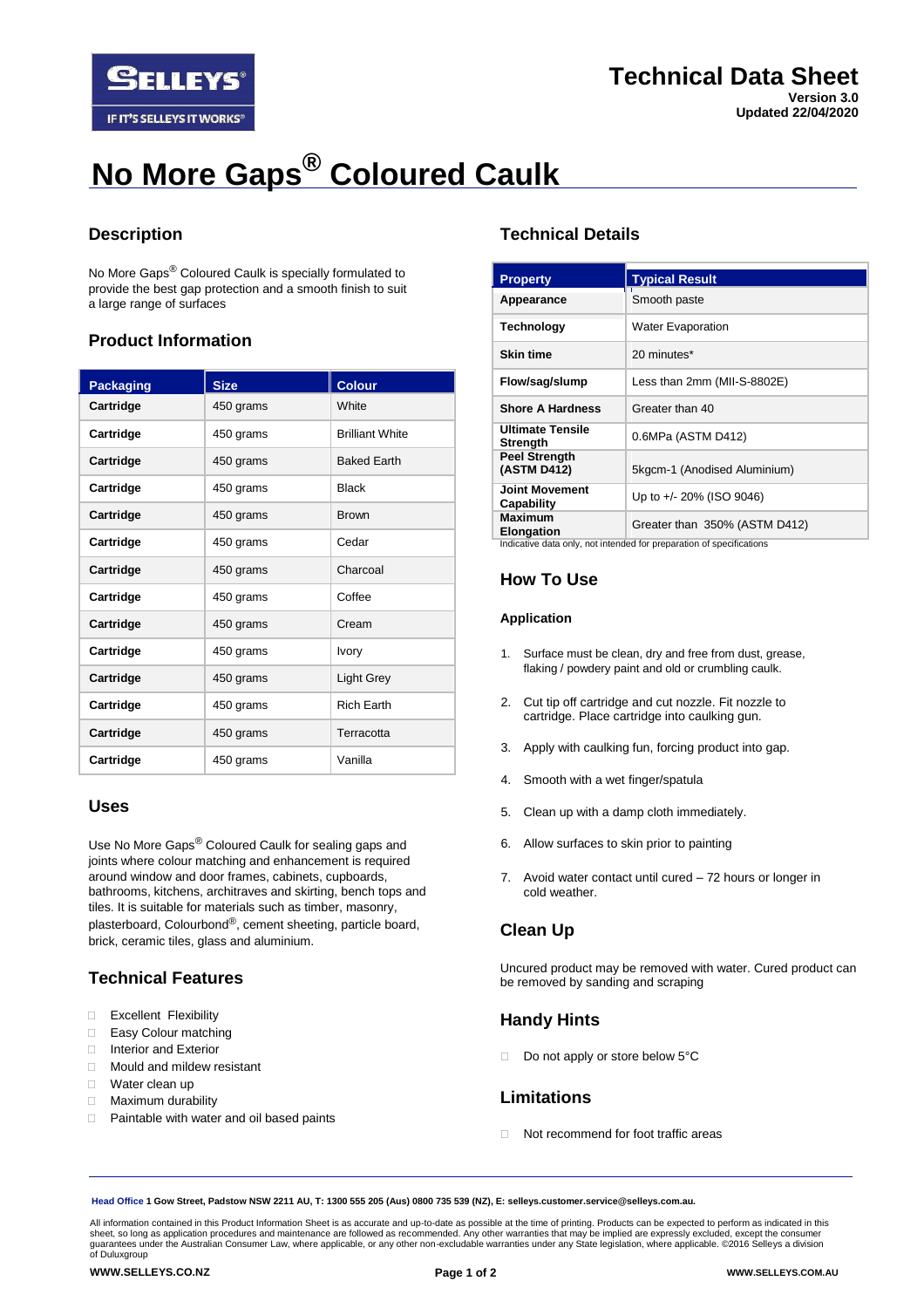# Technical Data Sheet

**Version 3.0**
**Updated 22/04/2020**

# No More Gaps® Coloured Caulk

## Description

No More Gaps® Coloured Caulk is specially formulated to provide the best gap protection and a smooth finish to suit a large range of surfaces

## Product Information

| Packaging | Size | Colour |
|---|---|---|
| **Cartridge** | 450 grams | White |
| **Cartridge** | 450 grams | Brilliant White |
| **Cartridge** | 450 grams | Baked Earth |
| **Cartridge** | 450 grams | Black |
| **Cartridge** | 450 grams | Brown |
| **Cartridge** | 450 grams | Cedar |
| **Cartridge** | 450 grams | Charcoal |
| **Cartridge** | 450 grams | Coffee |
| **Cartridge** | 450 grams | Cream |
| **Cartridge** | 450 grams | Ivory |
| **Cartridge** | 450 grams | Light Grey |
| **Cartridge** | 450 grams | Rich Earth |
| **Cartridge** | 450 grams | Terracotta |
| **Cartridge** | 450 grams | Vanilla |

## Uses

Use No More Gaps® Coloured Caulk for sealing gaps and joints where colour matching and enhancement is required around window and door frames, cabinets, cupboards, bathrooms, kitchens, architraves and skirting, bench tops and tiles. It is suitable for materials such as timber, masonry, plasterboard, Colourbond®, cement sheeting, particle board, brick, ceramic tiles, glass and aluminium.

## Technical Features

- Excellent Flexibility
- Easy Colour matching
- Interior and Exterior
- Mould and mildew resistant
- Water clean up
- Maximum durability
- Paintable with water and oil based paints

## Technical Details

| Property | Typical Result |
|---|---|
| **Appearance** | Smooth paste |
| **Technology** | Water Evaporation |
| **Skin time** | 20 minutes* |
| **Flow/sag/slump** | Less than 2mm (MII-S-8802E) |
| **Shore A Hardness** | Greater than 40 |
| **Ultimate Tensile Strength** | 0.6MPa (ASTM D412) |
| **Peel Strength (ASTM D412)** | 5kgcm-1 (Anodised Aluminium) |
| **Joint Movement Capability** | Up to +/- 20% (ISO 9046) |
| **Maximum Elongation** | Greater than 350% (ASTM D412) |

Indicative data only, not intended for preparation of specifications

## How To Use

### Application

1. Surface must be clean, dry and free from dust, grease, flaking / powdery paint and old or crumbling caulk.
2. Cut tip off cartridge and cut nozzle. Fit nozzle to cartridge. Place cartridge into caulking gun.
3. Apply with caulking fun, forcing product into gap.
4. Smooth with a wet finger/spatula
5. Clean up with a damp cloth immediately.
6. Allow surfaces to skin prior to painting
7. Avoid water contact until cured – 72 hours or longer in cold weather.

## Clean Up

Uncured product may be removed with water. Cured product can be removed by sanding and scraping

## Handy Hints

- Do not apply or store below 5°C

## Limitations

- Not recommend for foot traffic areas

---

**Head Office 1 Gow Street, Padstow NSW 2211 AU, T: 1300 555 205 (Aus) 0800 735 539 (NZ), E: selleys.customer.service@selleys.com.au.**

All information contained in this Product Information Sheet is as accurate and up-to-date as possible at the time of printing. Products can be expected to perform as indicated in this sheet, so long as application procedures and maintenance are followed as recommended. Any other warranties that may be implied are expressly excluded, except the consumer guarantees under the Australian Consumer Law, where applicable, or any other non-excludable warranties under any State legislation, where applicable. ©2016 Selleys a division of Duluxgroup

**WWW.SELLEYS.CO.NZ** **WWW.SELLEYS.COM.AU**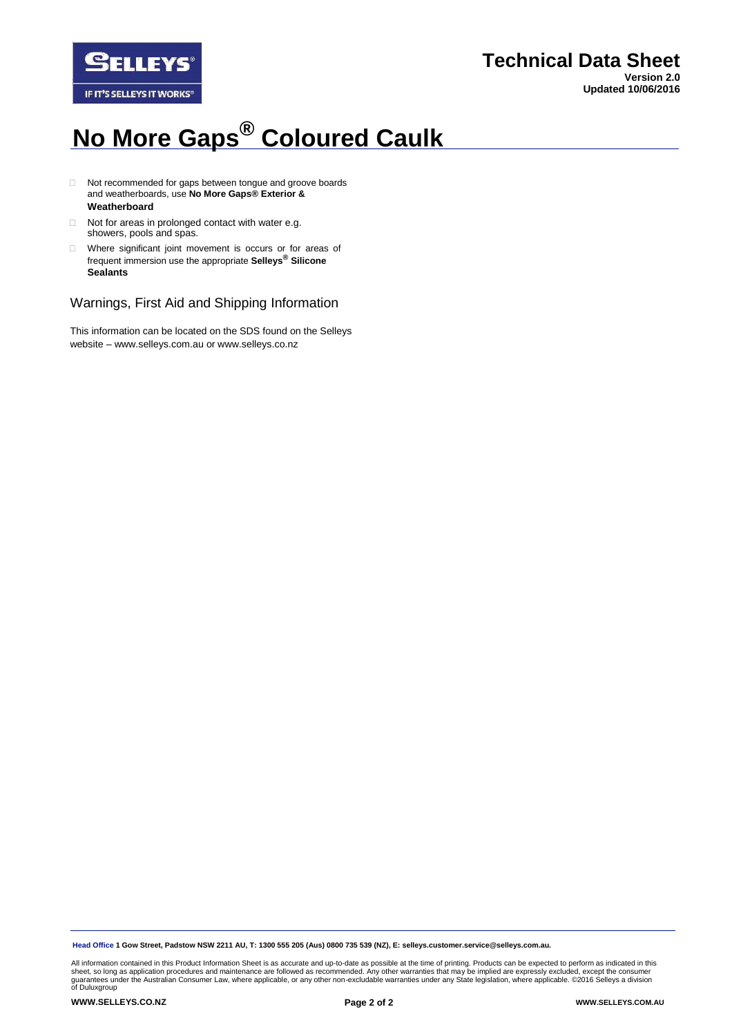# No More Gaps® Coloured Caulk

- Not recommended for gaps between tongue and groove boards and weatherboards, use **No More Gaps® Exterior & Weatherboard**
- Not for areas in prolonged contact with water e.g. showers, pools and spas.
- Where significant joint movement is occurs or for areas of frequent immersion use the appropriate **Selleys® Silicone Sealants**

## Warnings, First Aid and Shipping Information

This information can be located on the SDS found on the Selleys website – www.selleys.com.au or www.selleys.co.nz

**Head Office 1 Gow Street, Padstow NSW 2211 AU, T: 1300 555 205 (Aus) 0800 735 539 (NZ), E: selleys.customer.service@selleys.com.au.**

All information contained in this Product Information Sheet is as accurate and up-to-date as possible at the time of printing. Products can be expected to perform as indicated in this sheet, so long as application procedures and maintenance are followed as recommended. Any other warranties that may be implied are expressly excluded, except the consumer guarantees under the Australian Consumer Law, where applicable, or any other non-excludable warranties under any State legislation, where applicable. ©2016 Selleys a division of Duluxgroup

**WWW.SELLEYS.CO.NZ** **WWW.SELLEYS.COM.AU**